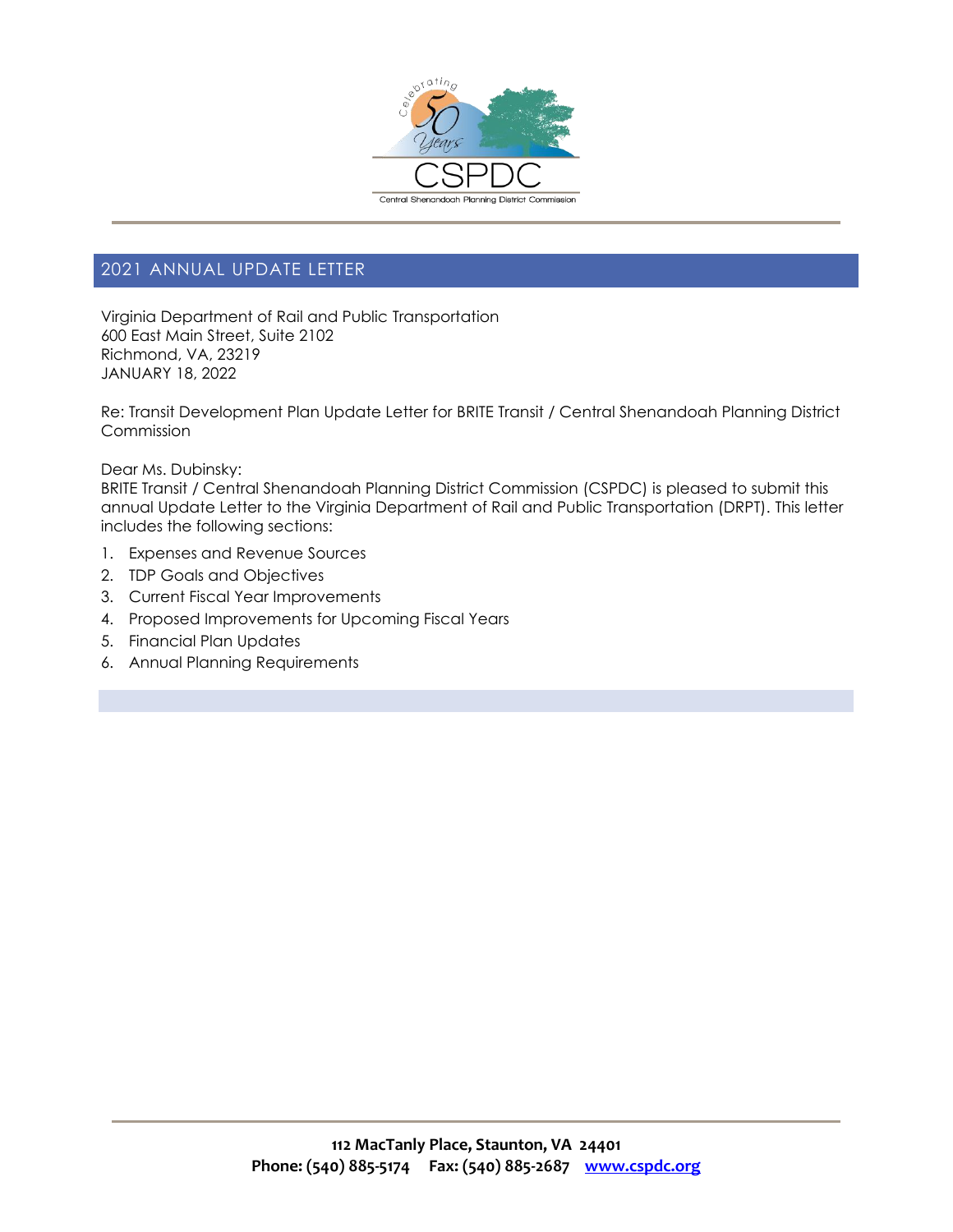## 2021 ANNUAL UPDATE LETTER

Virginia Department of Rail and Public Transportation
600 East Main Street, Suite 2102
Richmond, VA, 23219
JANUARY 18, 2022

Re: Transit Development Plan Update Letter for BRITE Transit / Central Shenandoah Planning District Commission

Dear Ms. Dubinsky:
BRITE Transit / Central Shenandoah Planning District Commission (CSPDC) is pleased to submit this annual Update Letter to the Virginia Department of Rail and Public Transportation (DRPT). This letter includes the following sections:

1. Expenses and Revenue Sources
2. TDP Goals and Objectives
3. Current Fiscal Year Improvements
4. Proposed Improvements for Upcoming Fiscal Years
5. Financial Plan Updates
6. Annual Planning Requirements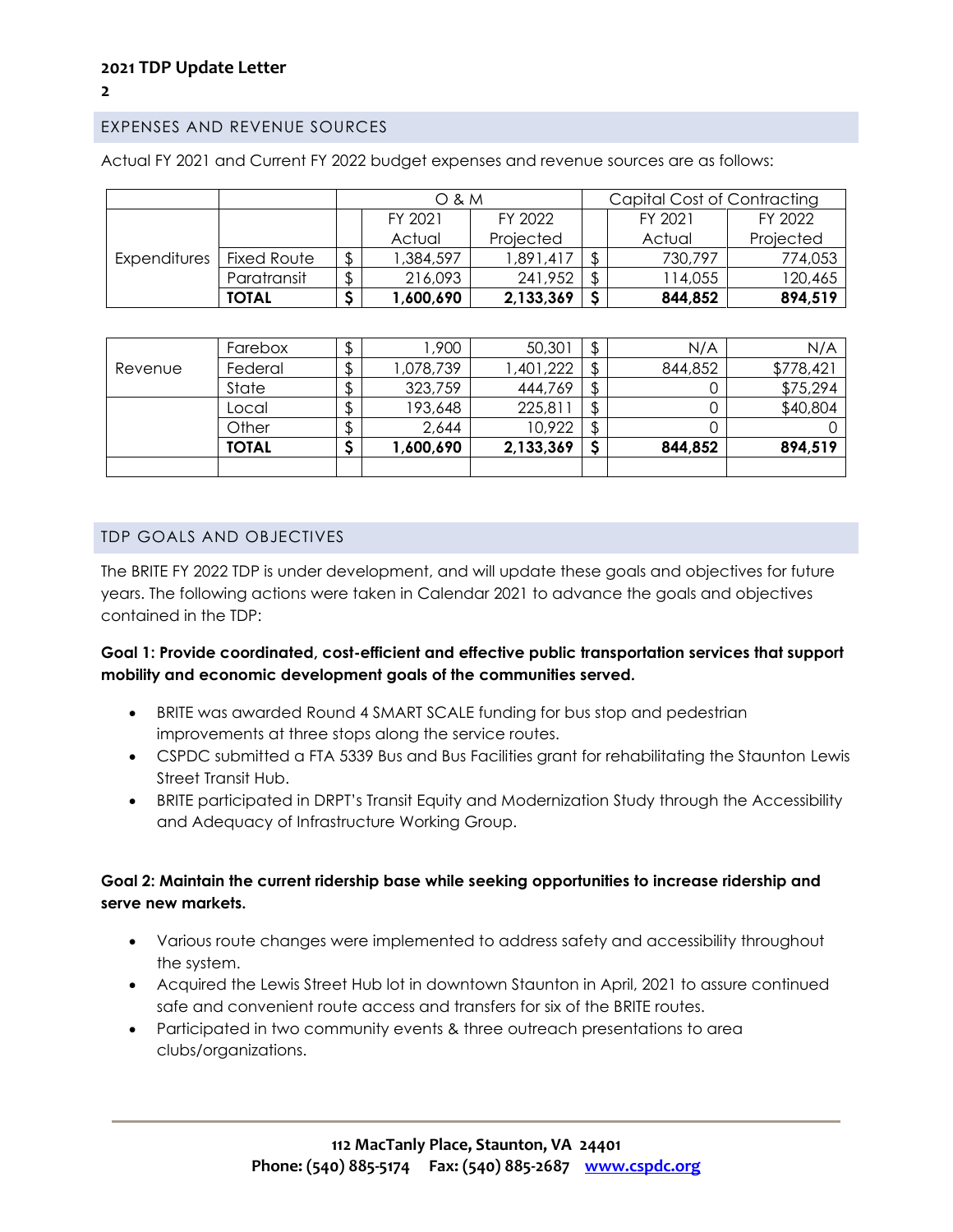## EXPENSES AND REVENUE SOURCES

Actual FY 2021 and Current FY 2022 budget expenses and revenue sources are as follows:

| | | O & M | | | Capital Cost of Contracting | | |
|---|---|---|---|---|---|---|---|
| | | | FY 2021 Actual | FY 2022 Projected | | FY 2021 Actual | FY 2022 Projected |
| Expenditures | Fixed Route | $ | 1,384,597 | 1,891,417 | $ | 730,797 | 774,053 |
| | Paratransit | $ | 216,093 | 241,952 | $ | 114,055 | 120,465 |
| | **TOTAL** | **$** | **1,600,690** | **2,133,369** | **$** | **844,852** | **894,519** |

| | | | | | | | |
|---|---|---|---|---|---|---|---|
| Revenue | Farebox | $ | 1,900 | 50,301 | $ | N/A | N/A |
| | Federal | $ | 1,078,739 | 1,401,222 | $ | 844,852 | $778,421 |
| | State | $ | 323,759 | 444,769 | $ | 0 | $75,294 |
| | Local | $ | 193,648 | 225,811 | $ | 0 | $40,804 |
| | Other | $ | 2,644 | 10,922 | $ | 0 | 0 |
| | **TOTAL** | **$** | **1,600,690** | **2,133,369** | **$** | **844,852** | **894,519** |

## TDP GOALS AND OBJECTIVES

The BRITE FY 2022 TDP is under development, and will update these goals and objectives for future years. The following actions were taken in Calendar 2021 to advance the goals and objectives contained in the TDP:

**Goal 1: Provide coordinated, cost-efficient and effective public transportation services that support mobility and economic development goals of the communities served.**

- BRITE was awarded Round 4 SMART SCALE funding for bus stop and pedestrian improvements at three stops along the service routes.
- CSPDC submitted a FTA 5339 Bus and Bus Facilities grant for rehabilitating the Staunton Lewis Street Transit Hub.
- BRITE participated in DRPT's Transit Equity and Modernization Study through the Accessibility and Adequacy of Infrastructure Working Group.

**Goal 2: Maintain the current ridership base while seeking opportunities to increase ridership and serve new markets.**

- Various route changes were implemented to address safety and accessibility throughout the system.
- Acquired the Lewis Street Hub lot in downtown Staunton in April, 2021 to assure continued safe and convenient route access and transfers for six of the BRITE routes.
- Participated in two community events & three outreach presentations to area clubs/organizations.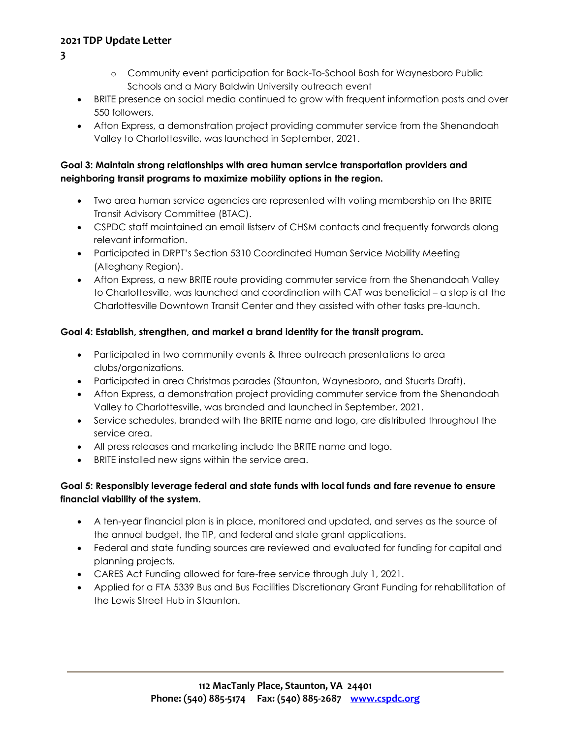- Community event participation for Back-To-School Bash for Waynesboro Public Schools and a Mary Baldwin University outreach event
- BRITE presence on social media continued to grow with frequent information posts and over 550 followers.
- Afton Express, a demonstration project providing commuter service from the Shenandoah Valley to Charlottesville, was launched in September, 2021.

**Goal 3: Maintain strong relationships with area human service transportation providers and neighboring transit programs to maximize mobility options in the region.**

- Two area human service agencies are represented with voting membership on the BRITE Transit Advisory Committee (BTAC).
- CSPDC staff maintained an email listserv of CHSM contacts and frequently forwards along relevant information.
- Participated in DRPT's Section 5310 Coordinated Human Service Mobility Meeting (Alleghany Region).
- Afton Express, a new BRITE route providing commuter service from the Shenandoah Valley to Charlottesville, was launched and coordination with CAT was beneficial – a stop is at the Charlottesville Downtown Transit Center and they assisted with other tasks pre-launch.

**Goal 4: Establish, strengthen, and market a brand identity for the transit program.**

- Participated in two community events & three outreach presentations to area clubs/organizations.
- Participated in area Christmas parades (Staunton, Waynesboro, and Stuarts Draft).
- Afton Express, a demonstration project providing commuter service from the Shenandoah Valley to Charlottesville, was branded and launched in September, 2021.
- Service schedules, branded with the BRITE name and logo, are distributed throughout the service area.
- All press releases and marketing include the BRITE name and logo.
- BRITE installed new signs within the service area.

**Goal 5: Responsibly leverage federal and state funds with local funds and fare revenue to ensure financial viability of the system.**

- A ten-year financial plan is in place, monitored and updated, and serves as the source of the annual budget, the TIP, and federal and state grant applications.
- Federal and state funding sources are reviewed and evaluated for funding for capital and planning projects.
- CARES Act Funding allowed for fare-free service through July 1, 2021.
- Applied for a FTA 5339 Bus and Bus Facilities Discretionary Grant Funding for rehabilitation of the Lewis Street Hub in Staunton.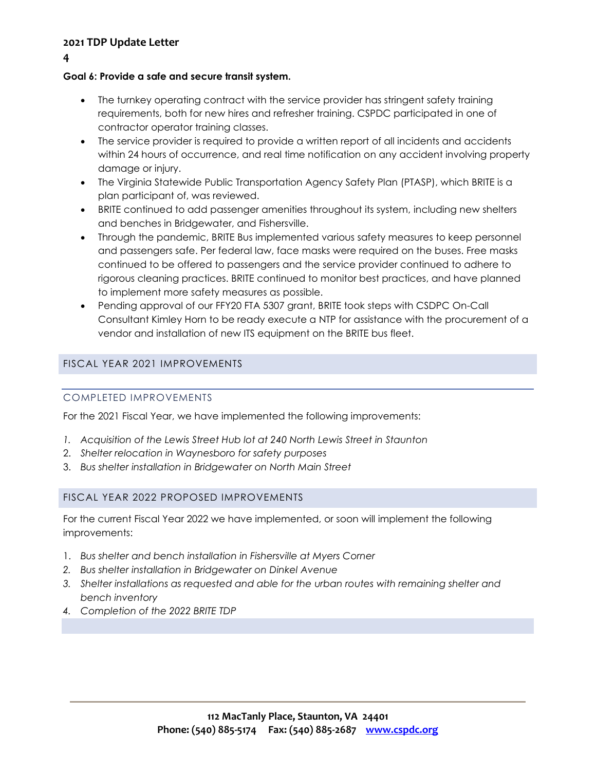**Goal 6: Provide a safe and secure transit system.**

- The turnkey operating contract with the service provider has stringent safety training requirements, both for new hires and refresher training. CSPDC participated in one of contractor operator training classes.
- The service provider is required to provide a written report of all incidents and accidents within 24 hours of occurrence, and real time notification on any accident involving property damage or injury.
- The Virginia Statewide Public Transportation Agency Safety Plan (PTASP), which BRITE is a plan participant of, was reviewed.
- BRITE continued to add passenger amenities throughout its system, including new shelters and benches in Bridgewater, and Fishersville.
- Through the pandemic, BRITE Bus implemented various safety measures to keep personnel and passengers safe. Per federal law, face masks were required on the buses. Free masks continued to be offered to passengers and the service provider continued to adhere to rigorous cleaning practices. BRITE continued to monitor best practices, and have planned to implement more safety measures as possible.
- Pending approval of our FFY20 FTA 5307 grant, BRITE took steps with CSDPC On-Call Consultant Kimley Horn to be ready execute a NTP for assistance with the procurement of a vendor and installation of new ITS equipment on the BRITE bus fleet.

## FISCAL YEAR 2021 IMPROVEMENTS

### COMPLETED IMPROVEMENTS

For the 2021 Fiscal Year, we have implemented the following improvements:

1. *Acquisition of the Lewis Street Hub lot at 240 North Lewis Street in Staunton*
2. *Shelter relocation in Waynesboro for safety purposes*
3. *Bus shelter installation in Bridgewater on North Main Street*

## FISCAL YEAR 2022 PROPOSED IMPROVEMENTS

For the current Fiscal Year 2022 we have implemented, or soon will implement the following improvements:

1. *Bus shelter and bench installation in Fishersville at Myers Corner*
2. *Bus shelter installation in Bridgewater on Dinkel Avenue*
3. *Shelter installations as requested and able for the urban routes with remaining shelter and bench inventory*
4. *Completion of the 2022 BRITE TDP*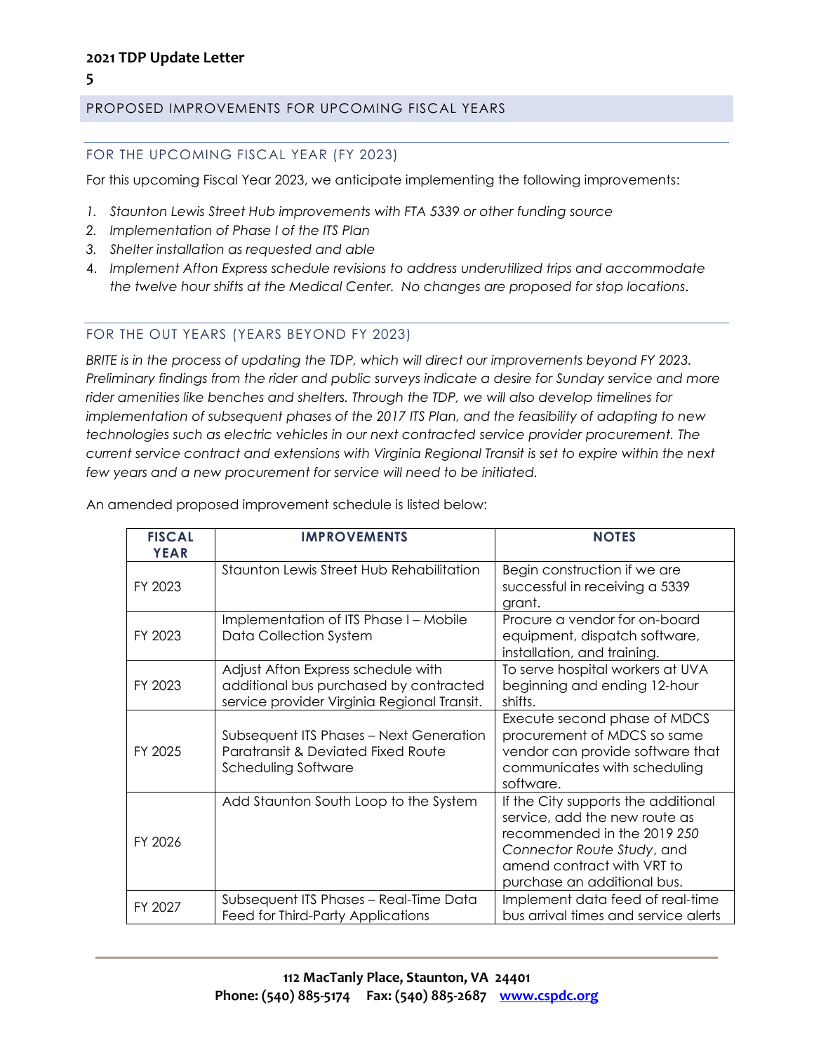## PROPOSED IMPROVEMENTS FOR UPCOMING FISCAL YEARS

### FOR THE UPCOMING FISCAL YEAR (FY 2023)

For this upcoming Fiscal Year 2023, we anticipate implementing the following improvements:

1. *Staunton Lewis Street Hub improvements with FTA 5339 or other funding source*
2. *Implementation of Phase I of the ITS Plan*
3. *Shelter installation as requested and able*
4. *Implement Afton Express schedule revisions to address underutilized trips and accommodate the twelve hour shifts at the Medical Center. No changes are proposed for stop locations.*

### FOR THE OUT YEARS (YEARS BEYOND FY 2023)

*BRITE is in the process of updating the TDP, which will direct our improvements beyond FY 2023. Preliminary findings from the rider and public surveys indicate a desire for Sunday service and more rider amenities like benches and shelters. Through the TDP, we will also develop timelines for implementation of subsequent phases of the 2017 ITS Plan, and the feasibility of adapting to new technologies such as electric vehicles in our next contracted service provider procurement. The current service contract and extensions with Virginia Regional Transit is set to expire within the next few years and a new procurement for service will need to be initiated.*

An amended proposed improvement schedule is listed below:

| FISCAL YEAR | IMPROVEMENTS | NOTES |
|---|---|---|
| FY 2023 | Staunton Lewis Street Hub Rehabilitation | Begin construction if we are successful in receiving a 5339 grant. |
| FY 2023 | Implementation of ITS Phase I – Mobile Data Collection System | Procure a vendor for on-board equipment, dispatch software, installation, and training. |
| FY 2023 | Adjust Afton Express schedule with additional bus purchased by contracted service provider Virginia Regional Transit. | To serve hospital workers at UVA beginning and ending 12-hour shifts. |
| FY 2025 | Subsequent ITS Phases – Next Generation Paratransit & Deviated Fixed Route Scheduling Software | Execute second phase of MDCS procurement of MDCS so same vendor can provide software that communicates with scheduling software. |
| FY 2026 | Add Staunton South Loop to the System | If the City supports the additional service, add the new route as recommended in the 2019 *250 Connector Route Study*, and amend contract with VRT to purchase an additional bus. |
| FY 2027 | Subsequent ITS Phases – Real-Time Data Feed for Third-Party Applications | Implement data feed of real-time bus arrival times and service alerts |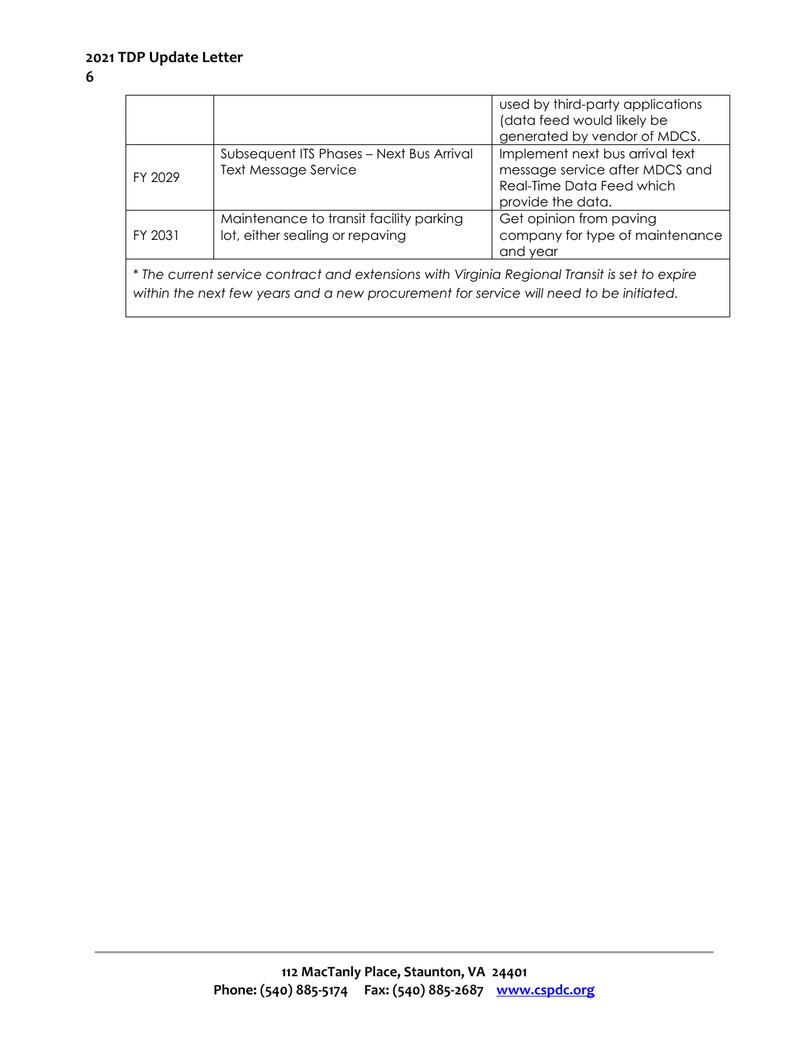| | | |
|---|---|---|
| | | used by third-party applications (data feed would likely be generated by vendor of MDCS. |
| FY 2029 | Subsequent ITS Phases – Next Bus Arrival Text Message Service | Implement next bus arrival text message service after MDCS and Real-Time Data Feed which provide the data. |
| FY 2031 | Maintenance to transit facility parking lot, either sealing or repaving | Get opinion from paving company for type of maintenance and year |
| *\* The current service contract and extensions with Virginia Regional Transit is set to expire within the next few years and a new procurement for service will need to be initiated.* | | |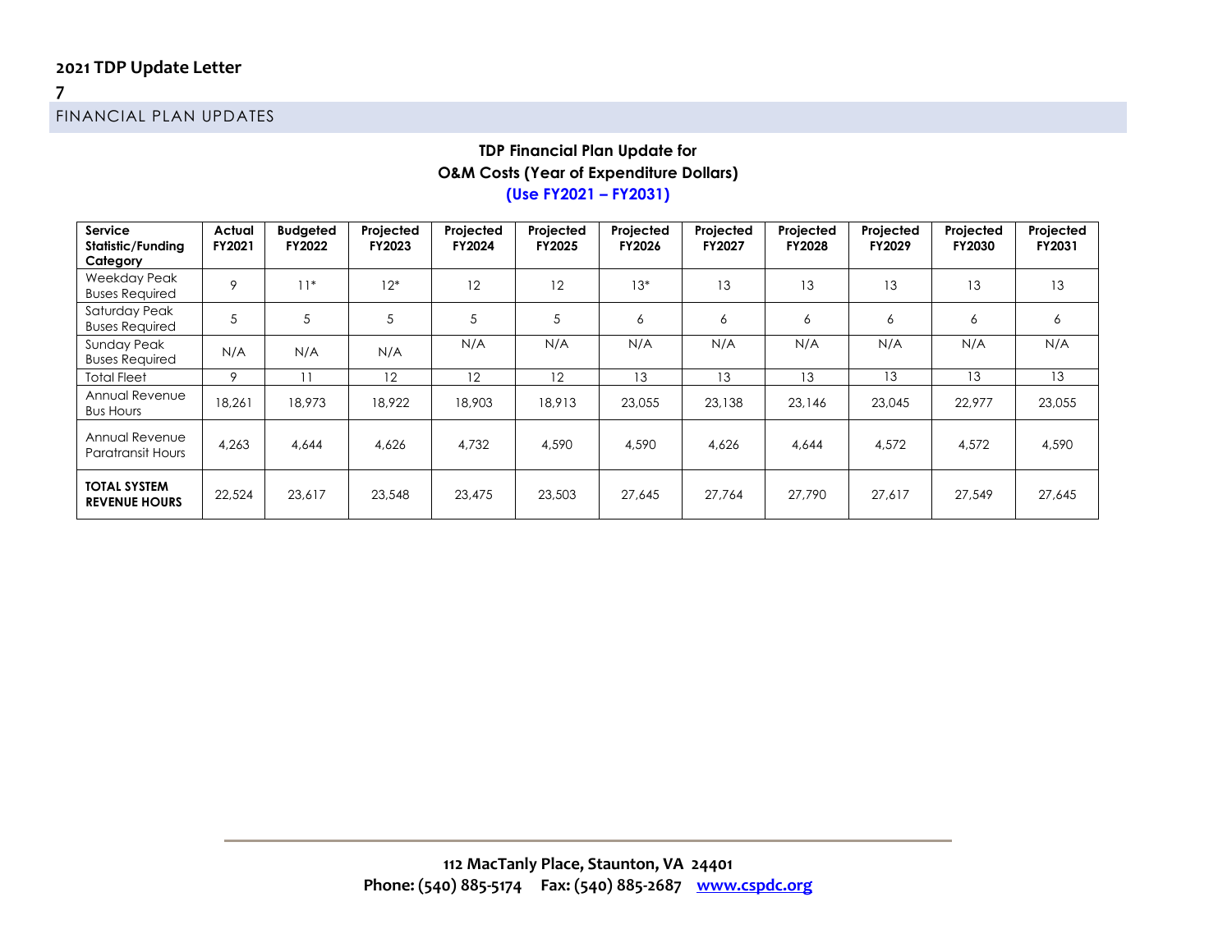## FINANCIAL PLAN UPDATES

**TDP Financial Plan Update for**
**O&M Costs (Year of Expenditure Dollars)**
**(Use FY2021 – FY2031)**

| Service Statistic/Funding Category | Actual FY2021 | Budgeted FY2022 | Projected FY2023 | Projected FY2024 | Projected FY2025 | Projected FY2026 | Projected FY2027 | Projected FY2028 | Projected FY2029 | Projected FY2030 | Projected FY2031 |
|---|---|---|---|---|---|---|---|---|---|---|---|
| Weekday Peak Buses Required | 9 | 11* | 12* | 12 | 12 | 13* | 13 | 13 | 13 | 13 | 13 |
| Saturday Peak Buses Required | 5 | 5 | 5 | 5 | 5 | 6 | 6 | 6 | 6 | 6 | 6 |
| Sunday Peak Buses Required | N/A | N/A | N/A | N/A | N/A | N/A | N/A | N/A | N/A | N/A | N/A |
| Total Fleet | 9 | 11 | 12 | 12 | 12 | 13 | 13 | 13 | 13 | 13 | 13 |
| Annual Revenue Bus Hours | 18,261 | 18,973 | 18,922 | 18,903 | 18,913 | 23,055 | 23,138 | 23,146 | 23,045 | 22,977 | 23,055 |
| Annual Revenue Paratransit Hours | 4,263 | 4,644 | 4,626 | 4,732 | 4,590 | 4,590 | 4,626 | 4,644 | 4,572 | 4,572 | 4,590 |
| **TOTAL SYSTEM REVENUE HOURS** | 22,524 | 23,617 | 23,548 | 23,475 | 23,503 | 27,645 | 27,764 | 27,790 | 27,617 | 27,549 | 27,645 |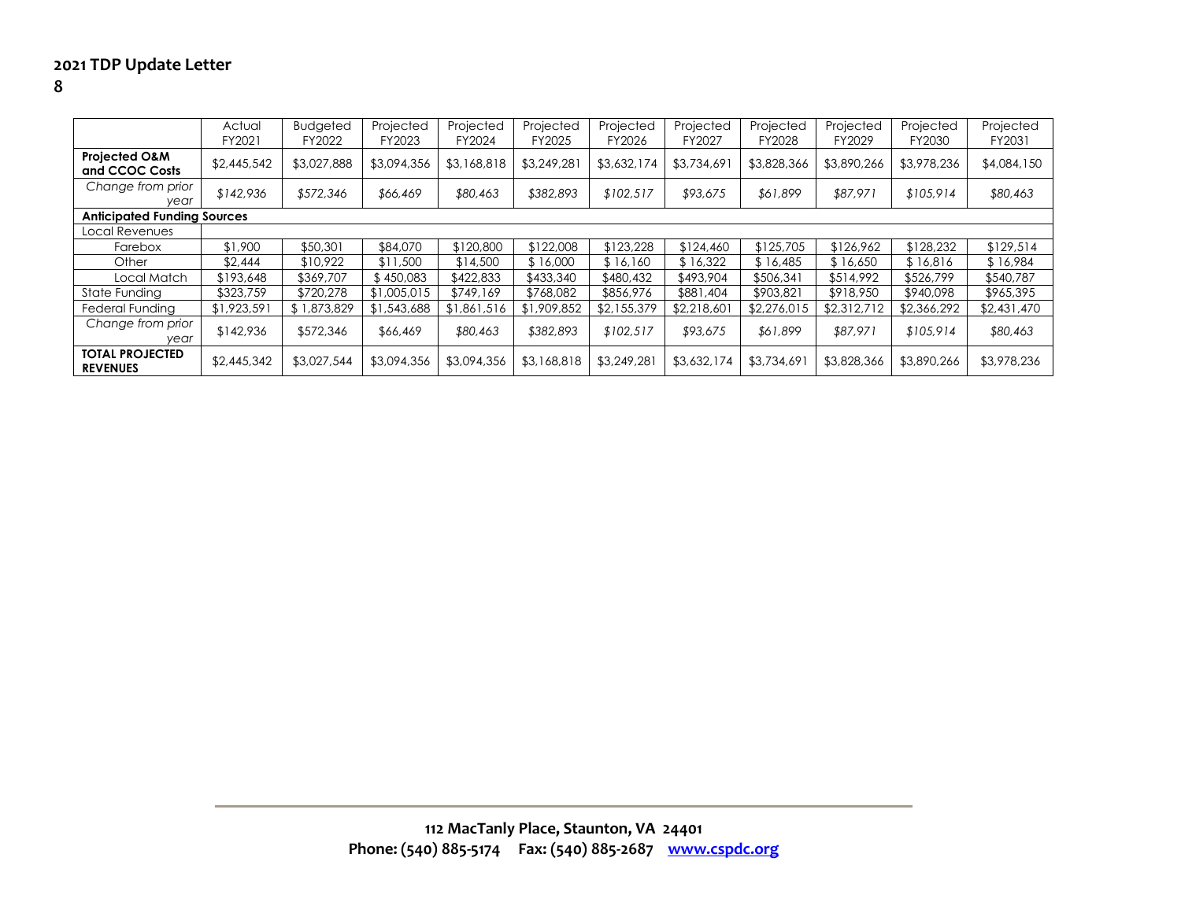| | Actual FY2021 | Budgeted FY2022 | Projected FY2023 | Projected FY2024 | Projected FY2025 | Projected FY2026 | Projected FY2027 | Projected FY2028 | Projected FY2029 | Projected FY2030 | Projected FY2031 |
|---|---|---|---|---|---|---|---|---|---|---|---|
| **Projected O&M and CCOC Costs** | $2,445,542 | $3,027,888 | $3,094,356 | $3,168,818 | $3,249,281 | $3,632,174 | $3,734,691 | $3,828,366 | $3,890,266 | $3,978,236 | $4,084,150 |
| *Change from prior year* | *$142,936* | *$572,346* | *$66,469* | *$80,463* | *$382,893* | *$102,517* | *$93,675* | *$61,899* | *$87,971* | *$105,914* | *$80,463* |
| **Anticipated Funding Sources** | | | | | | | | | | | |
| Local Revenues | | | | | | | | | | | |
| Farebox | $1,900 | $50,301 | $84,070 | $120,800 | $122,008 | $123,228 | $124,460 | $125,705 | $126,962 | $128,232 | $129,514 |
| Other | $2,444 | $10,922 | $11,500 | $14,500 | $ 16,000 | $ 16,160 | $ 16,322 | $ 16,485 | $ 16,650 | $ 16,816 | $ 16,984 |
| Local Match | $193,648 | $369,707 | $ 450,083 | $422,833 | $433,340 | $480,432 | $493,904 | $506,341 | $514,992 | $526,799 | $540,787 |
| State Funding | $323,759 | $720,278 | $1,005,015 | $749,169 | $768,082 | $856,976 | $881,404 | $903,821 | $918,950 | $940,098 | $965,395 |
| Federal Funding | $1,923,591 | $ 1,873,829 | $1,543,688 | $1,861,516 | $1,909,852 | $2,155,379 | $2,218,601 | $2,276,015 | $2,312,712 | $2,366,292 | $2,431,470 |
| *Change from prior year* | $142,936 | $572,346 | $66,469 | *$80,463* | *$382,893* | *$102,517* | *$93,675* | *$61,899* | *$87,971* | *$105,914* | *$80,463* |
| **TOTAL PROJECTED REVENUES** | $2,445,342 | $3,027,544 | $3,094,356 | $3,094,356 | $3,168,818 | $3,249,281 | $3,632,174 | $3,734,691 | $3,828,366 | $3,890,266 | $3,978,236 |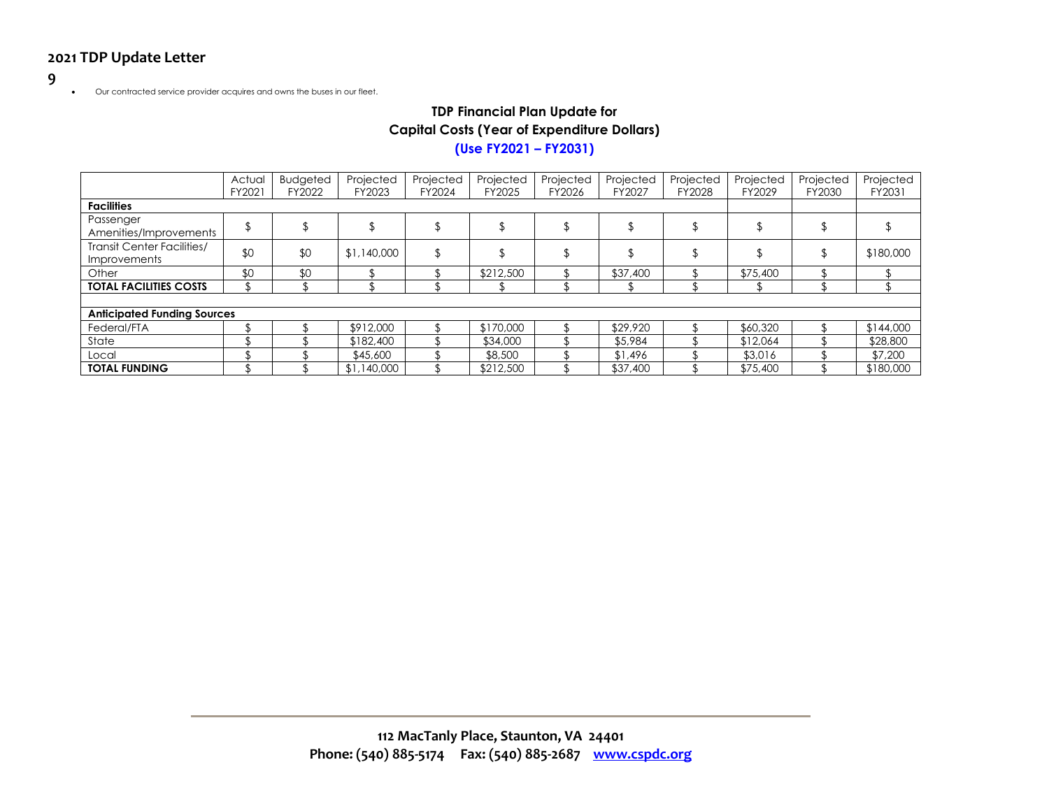- Our contracted service provider acquires and owns the buses in our fleet.

### TDP Financial Plan Update for
### Capital Costs (Year of Expenditure Dollars)
### (Use FY2021 – FY2031)

| | Actual FY2021 | Budgeted FY2022 | Projected FY2023 | Projected FY2024 | Projected FY2025 | Projected FY2026 | Projected FY2027 | Projected FY2028 | Projected FY2029 | Projected FY2030 | Projected FY2031 |
|---|---|---|---|---|---|---|---|---|---|---|---|
| **Facilities** | | | | | | | | | | | |
| Passenger Amenities/Improvements | $ | $ | $ | $ | $ | $ | $ | $ | $ | $ | $ |
| Transit Center Facilities/ Improvements | $0 | $0 | $1,140,000 | $ | $ | $ | $ | $ | $ | $ | $180,000 |
| Other | $0 | $0 | $ | $ | $212,500 | $ | $37,400 | $ | $75,400 | $ | $ |
| **TOTAL FACILITIES COSTS** | $ | $ | $ | $ | $ | $ | $ | $ | $ | $ | $ |
| | | | | | | | | | | | |
| **Anticipated Funding Sources** | | | | | | | | | | | |
| Federal/FTA | $ | $ | $912,000 | $ | $170,000 | $ | $29,920 | $ | $60,320 | $ | $144,000 |
| State | $ | $ | $182,400 | $ | $34,000 | $ | $5,984 | $ | $12,064 | $ | $28,800 |
| Local | $ | $ | $45,600 | $ | $8,500 | $ | $1,496 | $ | $3,016 | $ | $7,200 |
| **TOTAL FUNDING** | $ | $ | $1,140,000 | $ | $212,500 | $ | $37,400 | $ | $75,400 | $ | $180,000 |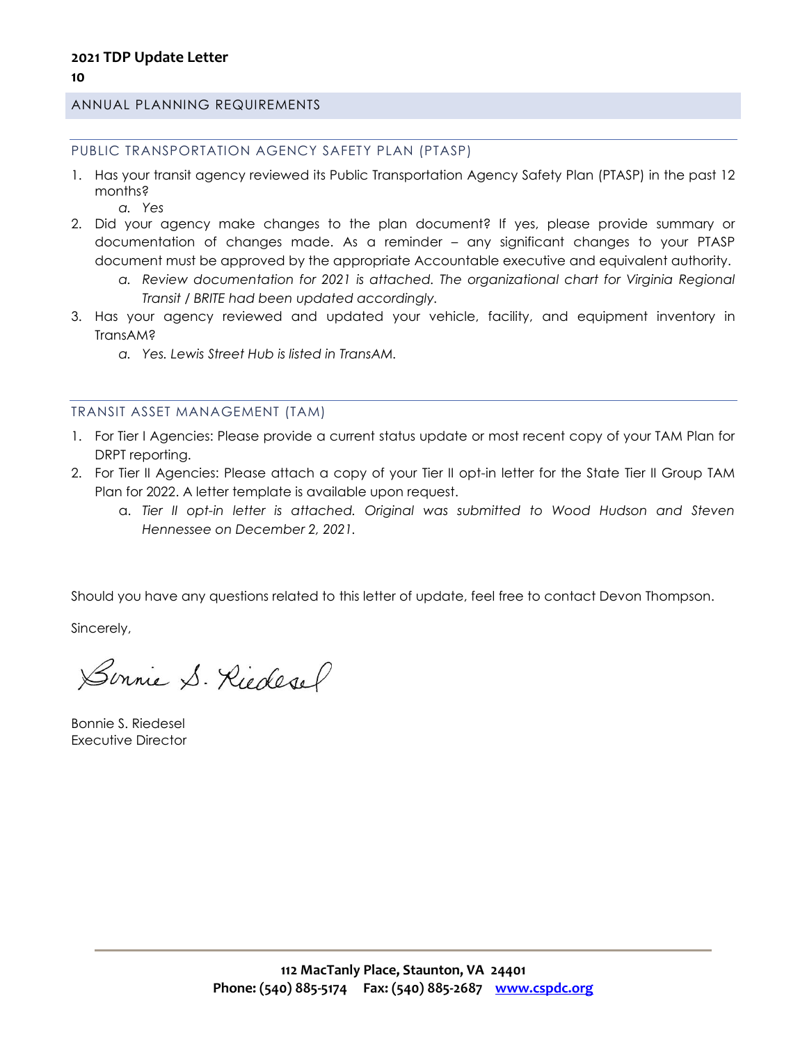## ANNUAL PLANNING REQUIREMENTS

### PUBLIC TRANSPORTATION AGENCY SAFETY PLAN (PTASP)

1. Has your transit agency reviewed its Public Transportation Agency Safety Plan (PTASP) in the past 12 months?
   a. *Yes*
2. Did your agency make changes to the plan document? If yes, please provide summary or documentation of changes made. As a reminder – any significant changes to your PTASP document must be approved by the appropriate Accountable executive and equivalent authority.
   a. *Review documentation for 2021 is attached. The organizational chart for Virginia Regional Transit / BRITE had been updated accordingly.*
3. Has your agency reviewed and updated your vehicle, facility, and equipment inventory in TransAM?
   a. *Yes. Lewis Street Hub is listed in TransAM.*

### TRANSIT ASSET MANAGEMENT (TAM)

1. For Tier I Agencies: Please provide a current status update or most recent copy of your TAM Plan for DRPT reporting.
2. For Tier II Agencies: Please attach a copy of your Tier II opt-in letter for the State Tier II Group TAM Plan for 2022. A letter template is available upon request.
   a. *Tier II opt-in letter is attached. Original was submitted to Wood Hudson and Steven Hennessee on December 2, 2021.*

Should you have any questions related to this letter of update, feel free to contact Devon Thompson.

Sincerely,

Bonnie S. Riedesel

Bonnie S. Riedesel
Executive Director

112 MacTanly Place, Staunton, VA 24401
Phone: (540) 885-5174 Fax: (540) 885-2687 www.cspdc.org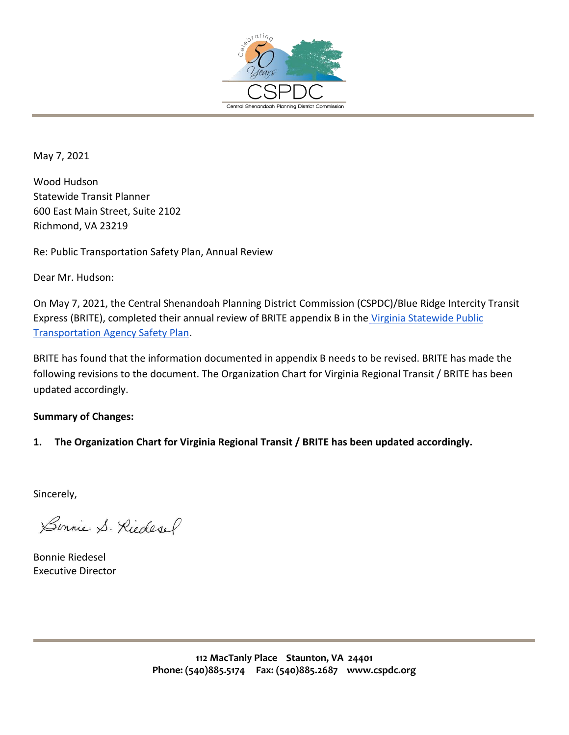CSPDC

Central Shenandoah Planning District Commission

May 7, 2021

Wood Hudson
Statewide Transit Planner
600 East Main Street, Suite 2102
Richmond, VA 23219

Re: Public Transportation Safety Plan, Annual Review

Dear Mr. Hudson:

On May 7, 2021, the Central Shenandoah Planning District Commission (CSPDC)/Blue Ridge Intercity Transit Express (BRITE), completed their annual review of BRITE appendix B in the Virginia Statewide Public Transportation Agency Safety Plan.

BRITE has found that the information documented in appendix B needs to be revised. BRITE has made the following revisions to the document. The Organization Chart for Virginia Regional Transit / BRITE has been updated accordingly.

**Summary of Changes:**

1. **The Organization Chart for Virginia Regional Transit / BRITE has been updated accordingly.**

Sincerely,

Bonnie S. Riedesel

Bonnie Riedesel
Executive Director

**112 MacTanly Place Staunton, VA 24401**
**Phone: (540)885.5174 Fax: (540)885.2687 www.cspdc.org**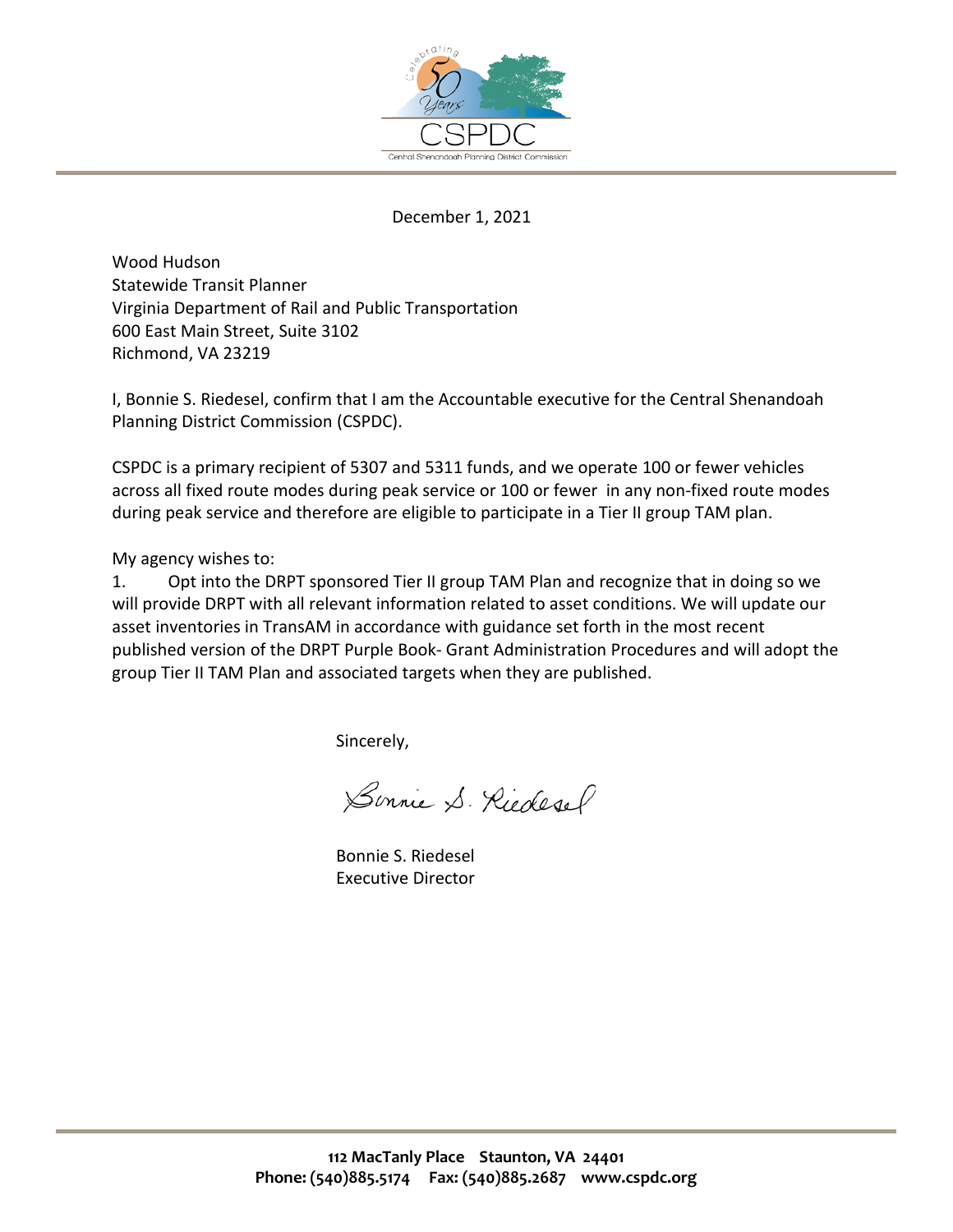December 1, 2021

Wood Hudson
Statewide Transit Planner
Virginia Department of Rail and Public Transportation
600 East Main Street, Suite 3102
Richmond, VA 23219

I, Bonnie S. Riedesel, confirm that I am the Accountable executive for the Central Shenandoah Planning District Commission (CSPDC).

CSPDC is a primary recipient of 5307 and 5311 funds, and we operate 100 or fewer vehicles across all fixed route modes during peak service or 100 or fewer in any non-fixed route modes during peak service and therefore are eligible to participate in a Tier II group TAM plan.

My agency wishes to:

1. Opt into the DRPT sponsored Tier II group TAM Plan and recognize that in doing so we will provide DRPT with all relevant information related to asset conditions. We will update our asset inventories in TransAM in accordance with guidance set forth in the most recent published version of the DRPT Purple Book- Grant Administration Procedures and will adopt the group Tier II TAM Plan and associated targets when they are published.

Sincerely,

Bonnie S. Riedesel

Bonnie S. Riedesel
Executive Director

**112 MacTanly Place Staunton, VA 24401**
**Phone: (540)885.5174 Fax: (540)885.2687 www.cspdc.org**